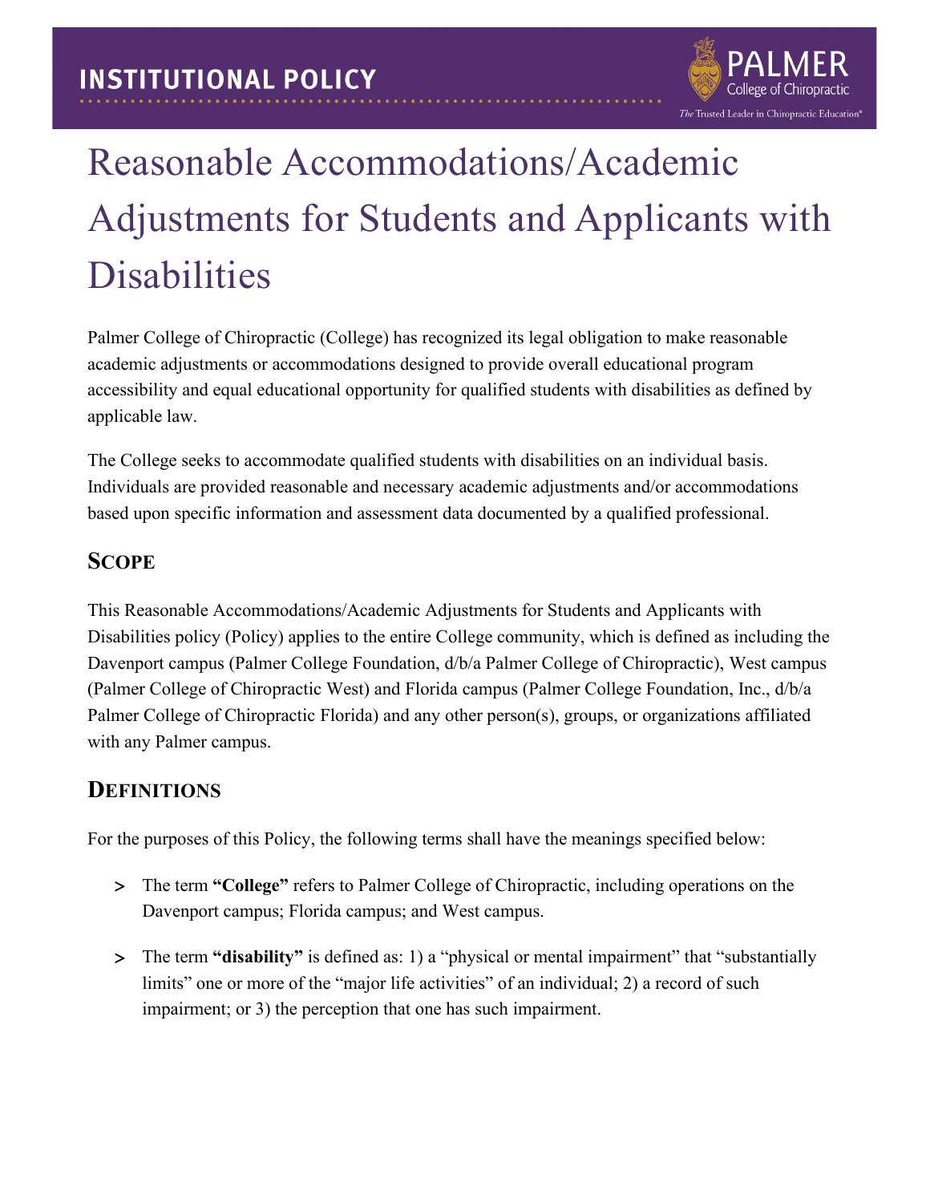INSTITUTIONAL POLICY

# Reasonable Accommodations/Academic Adjustments for Students and Applicants with Disabilities

Palmer College of Chiropractic (College) has recognized its legal obligation to make reasonable academic adjustments or accommodations designed to provide overall educational program accessibility and equal educational opportunity for qualified students with disabilities as defined by applicable law.

The College seeks to accommodate qualified students with disabilities on an individual basis. Individuals are provided reasonable and necessary academic adjustments and/or accommodations based upon specific information and assessment data documented by a qualified professional.

## Scope

This Reasonable Accommodations/Academic Adjustments for Students and Applicants with Disabilities policy (Policy) applies to the entire College community, which is defined as including the Davenport campus (Palmer College Foundation, d/b/a Palmer College of Chiropractic), West campus (Palmer College of Chiropractic West) and Florida campus (Palmer College Foundation, Inc., d/b/a Palmer College of Chiropractic Florida) and any other person(s), groups, or organizations affiliated with any Palmer campus.

## Definitions

For the purposes of this Policy, the following terms shall have the meanings specified below:

- The term **"College"** refers to Palmer College of Chiropractic, including operations on the Davenport campus; Florida campus; and West campus.
- The term **"disability"** is defined as: 1) a "physical or mental impairment" that "substantially limits" one or more of the "major life activities" of an individual; 2) a record of such impairment; or 3) the perception that one has such impairment.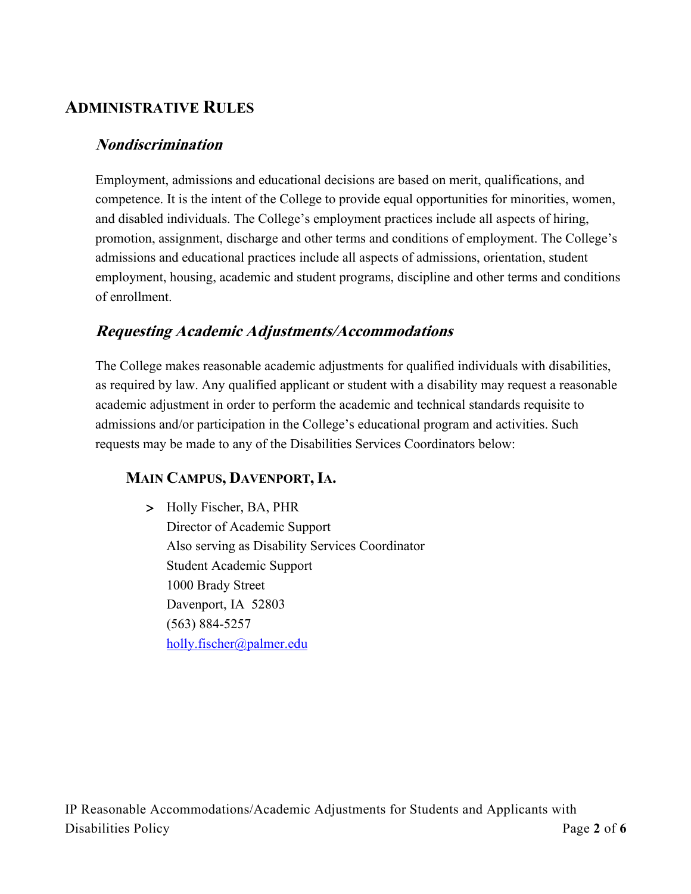## Administrative Rules

### *Nondiscrimination*

Employment, admissions and educational decisions are based on merit, qualifications, and competence. It is the intent of the College to provide equal opportunities for minorities, women, and disabled individuals. The College's employment practices include all aspects of hiring, promotion, assignment, discharge and other terms and conditions of employment. The College's admissions and educational practices include all aspects of admissions, orientation, student employment, housing, academic and student programs, discipline and other terms and conditions of enrollment.

### *Requesting Academic Adjustments/Accommodations*

The College makes reasonable academic adjustments for qualified individuals with disabilities, as required by law. Any qualified applicant or student with a disability may request a reasonable academic adjustment in order to perform the academic and technical standards requisite to admissions and/or participation in the College's educational program and activities. Such requests may be made to any of the Disabilities Services Coordinators below:

#### Main Campus, Davenport, Ia.

> Holly Fischer, BA, PHR
> Director of Academic Support
> Also serving as Disability Services Coordinator
> Student Academic Support
> 1000 Brady Street
> Davenport, IA 52803
> (563) 884-5257
> holly.fischer@palmer.edu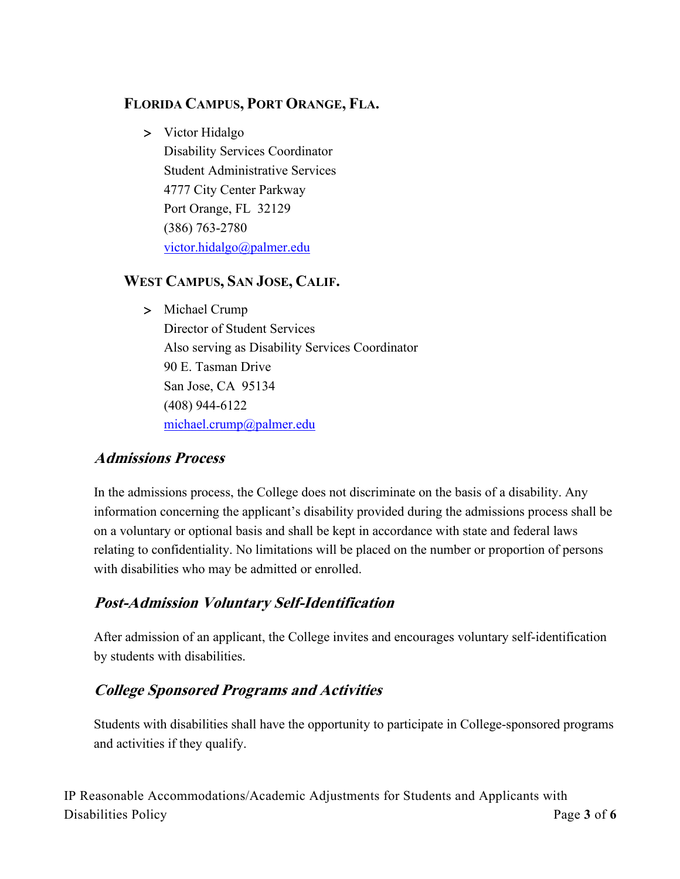### Florida Campus, Port Orange, Fla.

- Victor Hidalgo
  Disability Services Coordinator
  Student Administrative Services
  4777 City Center Parkway
  Port Orange, FL 32129
  (386) 763-2780
  victor.hidalgo@palmer.edu

### West Campus, San Jose, Calif.

- Michael Crump
  Director of Student Services
  Also serving as Disability Services Coordinator
  90 E. Tasman Drive
  San Jose, CA 95134
  (408) 944-6122
  michael.crump@palmer.edu

## *Admissions Process*

In the admissions process, the College does not discriminate on the basis of a disability. Any information concerning the applicant's disability provided during the admissions process shall be on a voluntary or optional basis and shall be kept in accordance with state and federal laws relating to confidentiality. No limitations will be placed on the number or proportion of persons with disabilities who may be admitted or enrolled.

## *Post-Admission Voluntary Self-Identification*

After admission of an applicant, the College invites and encourages voluntary self-identification by students with disabilities.

## *College Sponsored Programs and Activities*

Students with disabilities shall have the opportunity to participate in College-sponsored programs and activities if they qualify.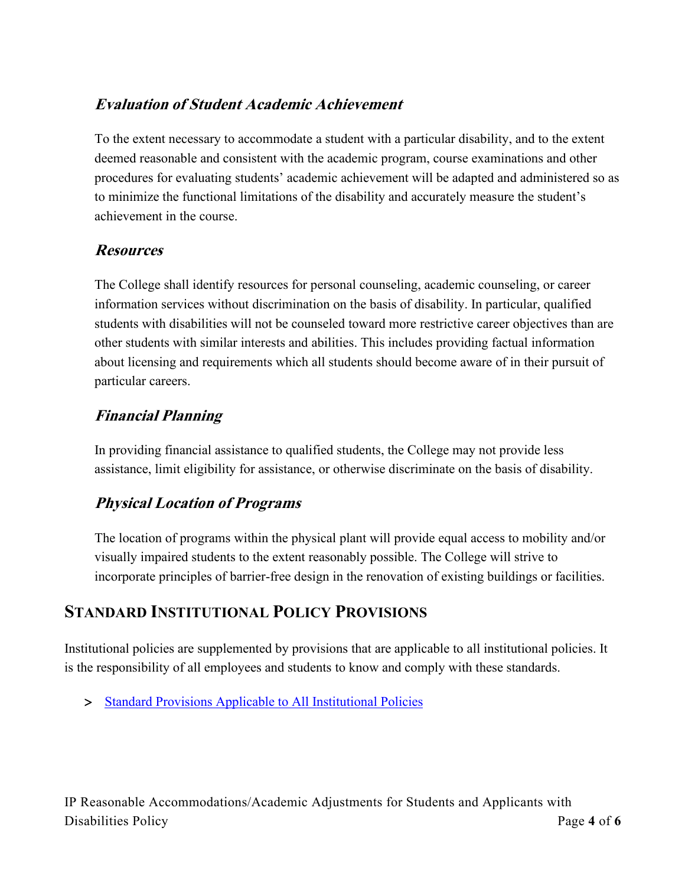### *Evaluation of Student Academic Achievement*

To the extent necessary to accommodate a student with a particular disability, and to the extent deemed reasonable and consistent with the academic program, course examinations and other procedures for evaluating students' academic achievement will be adapted and administered so as to minimize the functional limitations of the disability and accurately measure the student's achievement in the course.

### *Resources*

The College shall identify resources for personal counseling, academic counseling, or career information services without discrimination on the basis of disability. In particular, qualified students with disabilities will not be counseled toward more restrictive career objectives than are other students with similar interests and abilities. This includes providing factual information about licensing and requirements which all students should become aware of in their pursuit of particular careers.

### *Financial Planning*

In providing financial assistance to qualified students, the College may not provide less assistance, limit eligibility for assistance, or otherwise discriminate on the basis of disability.

### *Physical Location of Programs*

The location of programs within the physical plant will provide equal access to mobility and/or visually impaired students to the extent reasonably possible. The College will strive to incorporate principles of barrier-free design in the renovation of existing buildings or facilities.

## STANDARD INSTITUTIONAL POLICY PROVISIONS

Institutional policies are supplemented by provisions that are applicable to all institutional policies. It is the responsibility of all employees and students to know and comply with these standards.

> [Standard Provisions Applicable to All Institutional Policies]()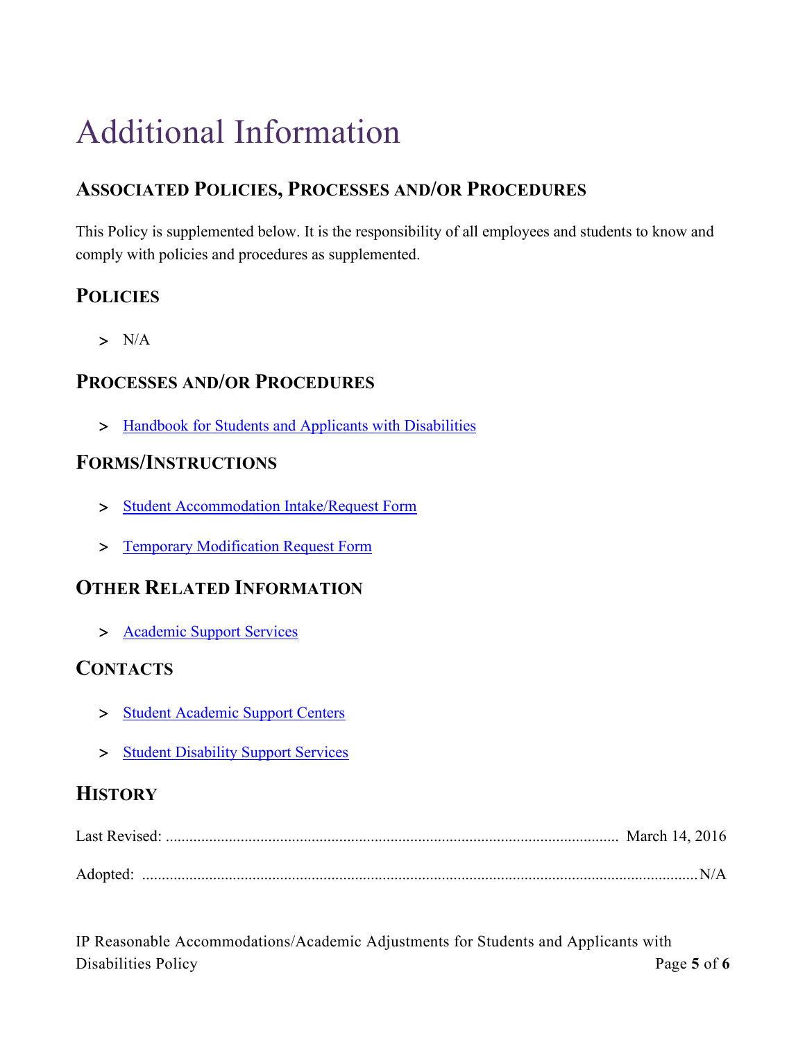# Additional Information

## Associated Policies, Processes and/or Procedures

This Policy is supplemented below. It is the responsibility of all employees and students to know and comply with policies and procedures as supplemented.

## Policies

- N/A

## Processes and/or Procedures

- Handbook for Students and Applicants with Disabilities

## Forms/Instructions

- Student Accommodation Intake/Request Form
- Temporary Modification Request Form

## Other Related Information

- Academic Support Services

## Contacts

- Student Academic Support Centers
- Student Disability Support Services

## History

Last Revised: .......... March 14, 2016

Adopted: .......... N/A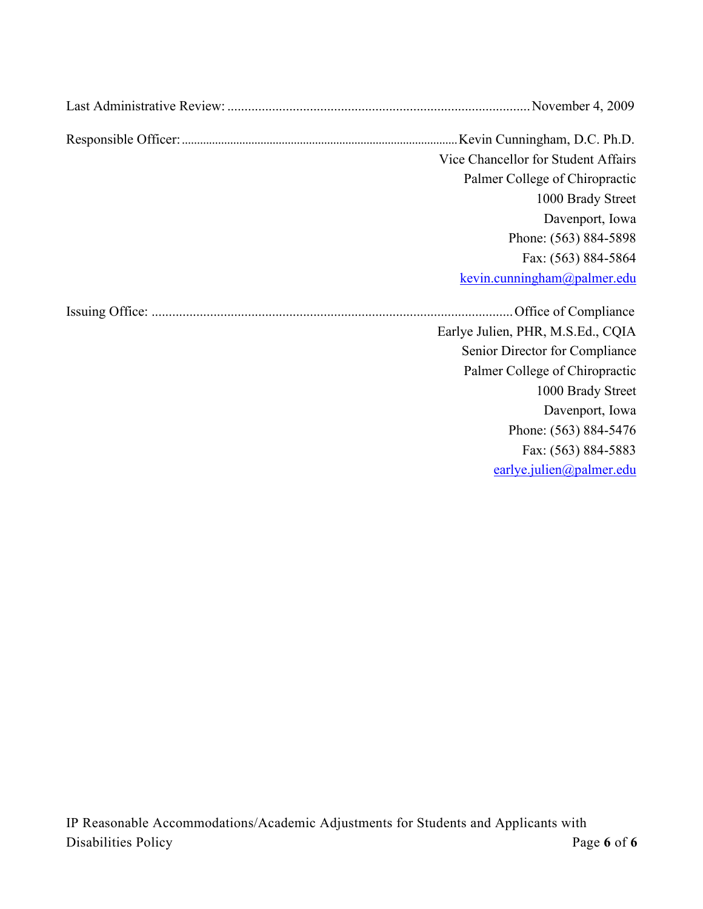Last Administrative Review: .......................................................................................November 4, 2009

Responsible Officer: .........................................................................................Kevin Cunningham, D.C. Ph.D.
Vice Chancellor for Student Affairs
Palmer College of Chiropractic
1000 Brady Street
Davenport, Iowa
Phone: (563) 884-5898
Fax: (563) 884-5864
kevin.cunningham@palmer.edu

Issuing Office: .........................................................................................................Office of Compliance
Earlye Julien, PHR, M.S.Ed., CQIA
Senior Director for Compliance
Palmer College of Chiropractic
1000 Brady Street
Davenport, Iowa
Phone: (563) 884-5476
Fax: (563) 884-5883
earlye.julien@palmer.edu